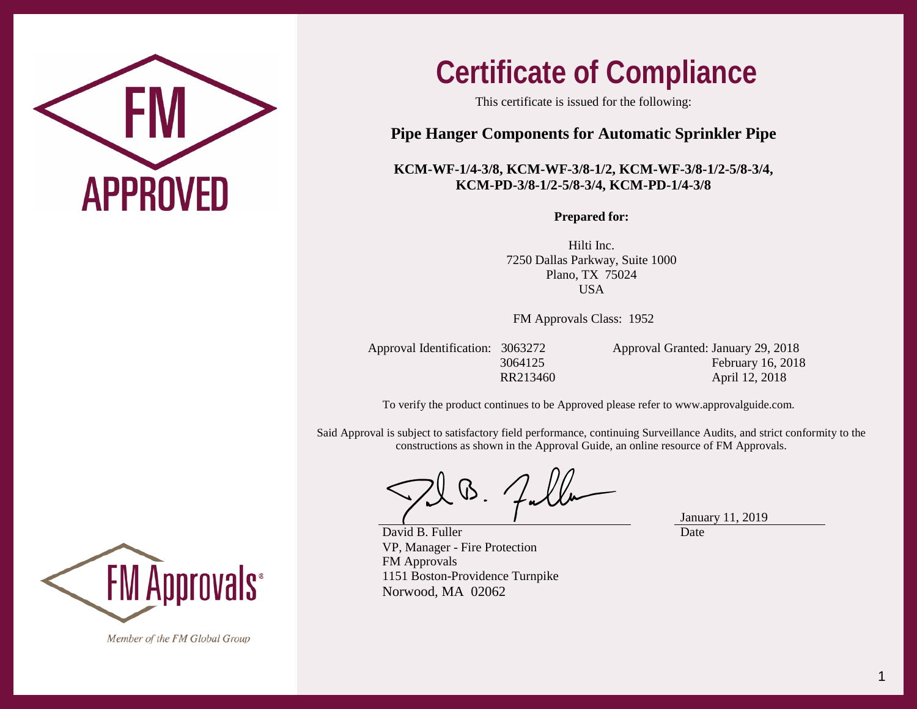FM APPROVED

# Certificate of Compliance

This certificate is issued for the following:

## Pipe Hanger Components for Automatic Sprinkler Pipe

**KCM-WF-1/4-3/8, KCM-WF-3/8-1/2, KCM-WF-3/8-1/2-5/8-3/4, KCM-PD-3/8-1/2-5/8-3/4, KCM-PD-1/4-3/8**

**Prepared for:**

Hilti Inc.
7250 Dallas Parkway, Suite 1000
Plano, TX 75024
USA

FM Approvals Class: 1952

| Approval Identification: | | Approval Granted: |
|---|---|---|
| | 3063272 | January 29, 2018 |
| | 3064125 | February 16, 2018 |
| | RR213460 | April 12, 2018 |

To verify the product continues to be Approved please refer to www.approvalguide.com.

Said Approval is subject to satisfactory field performance, continuing Surveillance Audits, and strict conformity to the constructions as shown in the Approval Guide, an online resource of FM Approvals.

David B. Fuller
VP, Manager - Fire Protection
FM Approvals
1151 Boston-Providence Turnpike
Norwood, MA 02062

January 11, 2019
Date

FM Approvals®

*Member of the FM Global Group*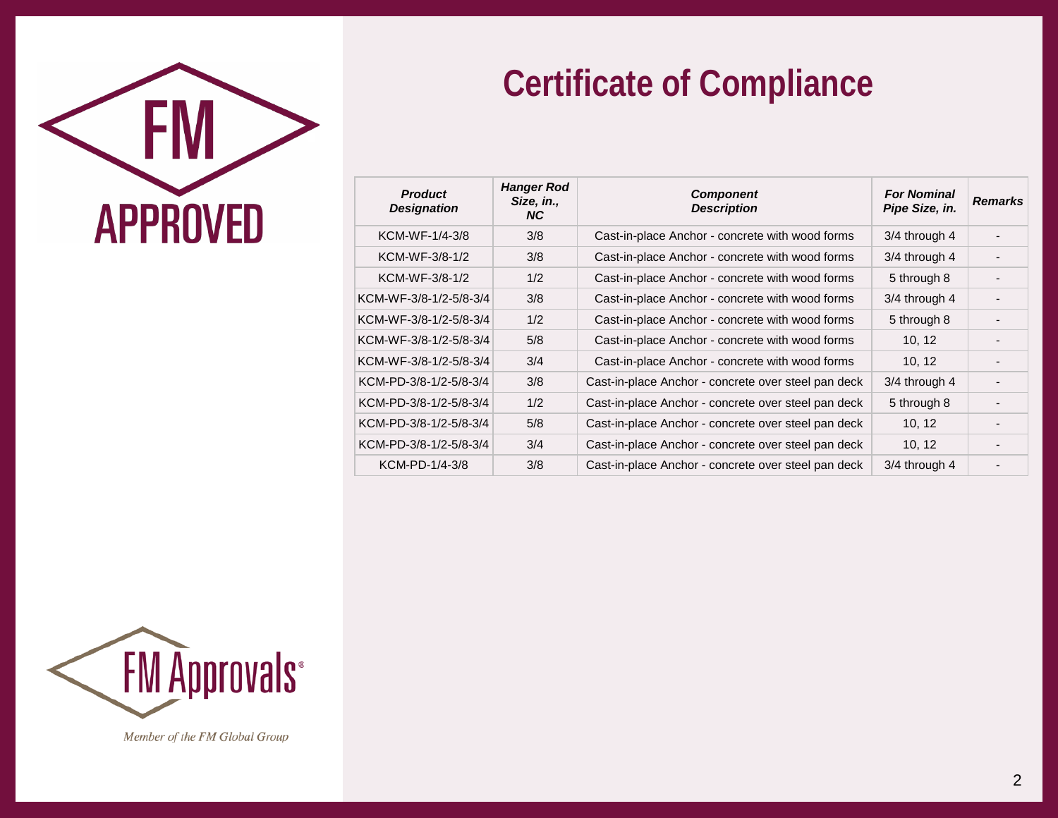# Certificate of Compliance

| *Product Designation* | *Hanger Rod Size, in., NC* | *Component Description* | *For Nominal Pipe Size, in.* | *Remarks* |
|---|---|---|---|---|
| KCM-WF-1/4-3/8 | 3/8 | Cast-in-place Anchor - concrete with wood forms | 3/4 through 4 | - |
| KCM-WF-3/8-1/2 | 3/8 | Cast-in-place Anchor - concrete with wood forms | 3/4 through 4 | - |
| KCM-WF-3/8-1/2 | 1/2 | Cast-in-place Anchor - concrete with wood forms | 5 through 8 | - |
| KCM-WF-3/8-1/2-5/8-3/4 | 3/8 | Cast-in-place Anchor - concrete with wood forms | 3/4 through 4 | - |
| KCM-WF-3/8-1/2-5/8-3/4 | 1/2 | Cast-in-place Anchor - concrete with wood forms | 5 through 8 | - |
| KCM-WF-3/8-1/2-5/8-3/4 | 5/8 | Cast-in-place Anchor - concrete with wood forms | 10, 12 | - |
| KCM-WF-3/8-1/2-5/8-3/4 | 3/4 | Cast-in-place Anchor - concrete with wood forms | 10, 12 | - |
| KCM-PD-3/8-1/2-5/8-3/4 | 3/8 | Cast-in-place Anchor - concrete over steel pan deck | 3/4 through 4 | - |
| KCM-PD-3/8-1/2-5/8-3/4 | 1/2 | Cast-in-place Anchor - concrete over steel pan deck | 5 through 8 | - |
| KCM-PD-3/8-1/2-5/8-3/4 | 5/8 | Cast-in-place Anchor - concrete over steel pan deck | 10, 12 | - |
| KCM-PD-3/8-1/2-5/8-3/4 | 3/4 | Cast-in-place Anchor - concrete over steel pan deck | 10, 12 | - |
| KCM-PD-1/4-3/8 | 3/8 | Cast-in-place Anchor - concrete over steel pan deck | 3/4 through 4 | - |

FM APPROVED

FM Approvals®

Member of the FM Global Group